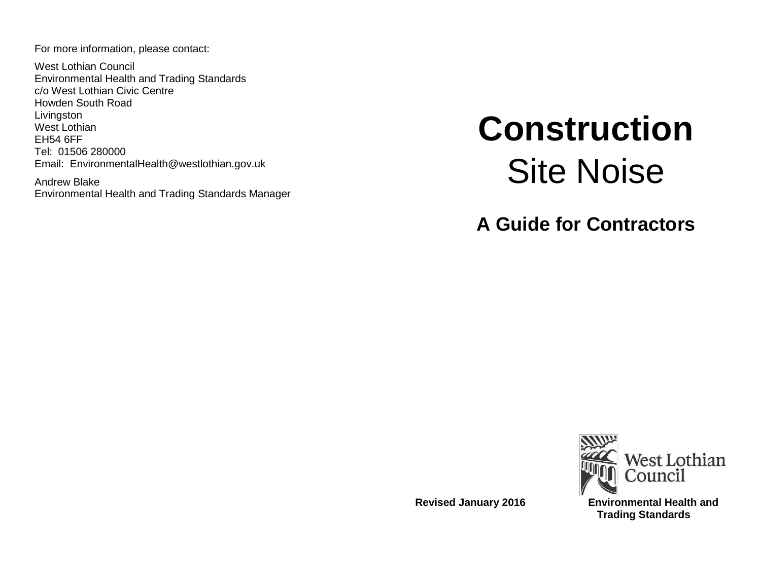For more information, please contact:

West Lothian Council
Environmental Health and Trading Standards
c/o West Lothian Civic Centre
Howden South Road
Livingston
West Lothian
EH54 6FF
Tel: 01506 280000
Email: EnvironmentalHealth@westlothian.gov.uk

Andrew Blake
Environmental Health and Trading Standards Manager

# Construction
# Site Noise

## A Guide for Contractors

West Lothian Council

**Revised January 2016**

**Environmental Health and Trading Standards**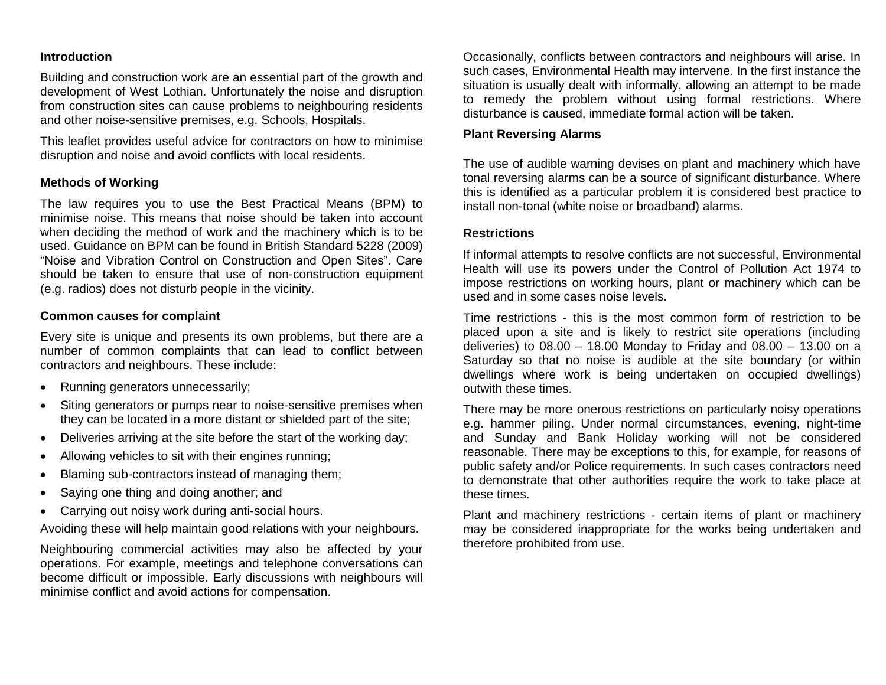## Introduction

Building and construction work are an essential part of the growth and development of West Lothian. Unfortunately the noise and disruption from construction sites can cause problems to neighbouring residents and other noise-sensitive premises, e.g. Schools, Hospitals.

This leaflet provides useful advice for contractors on how to minimise disruption and noise and avoid conflicts with local residents.

## Methods of Working

The law requires you to use the Best Practical Means (BPM) to minimise noise. This means that noise should be taken into account when deciding the method of work and the machinery which is to be used. Guidance on BPM can be found in British Standard 5228 (2009) "Noise and Vibration Control on Construction and Open Sites". Care should be taken to ensure that use of non-construction equipment (e.g. radios) does not disturb people in the vicinity.

## Common causes for complaint

Every site is unique and presents its own problems, but there are a number of common complaints that can lead to conflict between contractors and neighbours. These include:

- Running generators unnecessarily;
- Siting generators or pumps near to noise-sensitive premises when they can be located in a more distant or shielded part of the site;
- Deliveries arriving at the site before the start of the working day;
- Allowing vehicles to sit with their engines running;
- Blaming sub-contractors instead of managing them;
- Saying one thing and doing another; and
- Carrying out noisy work during anti-social hours.

Avoiding these will help maintain good relations with your neighbours.

Neighbouring commercial activities may also be affected by your operations. For example, meetings and telephone conversations can become difficult or impossible. Early discussions with neighbours will minimise conflict and avoid actions for compensation.

Occasionally, conflicts between contractors and neighbours will arise. In such cases, Environmental Health may intervene. In the first instance the situation is usually dealt with informally, allowing an attempt to be made to remedy the problem without using formal restrictions. Where disturbance is caused, immediate formal action will be taken.

## Plant Reversing Alarms

The use of audible warning devises on plant and machinery which have tonal reversing alarms can be a source of significant disturbance. Where this is identified as a particular problem it is considered best practice to install non-tonal (white noise or broadband) alarms.

## Restrictions

If informal attempts to resolve conflicts are not successful, Environmental Health will use its powers under the Control of Pollution Act 1974 to impose restrictions on working hours, plant or machinery which can be used and in some cases noise levels.

Time restrictions - this is the most common form of restriction to be placed upon a site and is likely to restrict site operations (including deliveries) to 08.00 – 18.00 Monday to Friday and 08.00 – 13.00 on a Saturday so that no noise is audible at the site boundary (or within dwellings where work is being undertaken on occupied dwellings) outwith these times.

There may be more onerous restrictions on particularly noisy operations e.g. hammer piling. Under normal circumstances, evening, night-time and Sunday and Bank Holiday working will not be considered reasonable. There may be exceptions to this, for example, for reasons of public safety and/or Police requirements. In such cases contractors need to demonstrate that other authorities require the work to take place at these times.

Plant and machinery restrictions - certain items of plant or machinery may be considered inappropriate for the works being undertaken and therefore prohibited from use.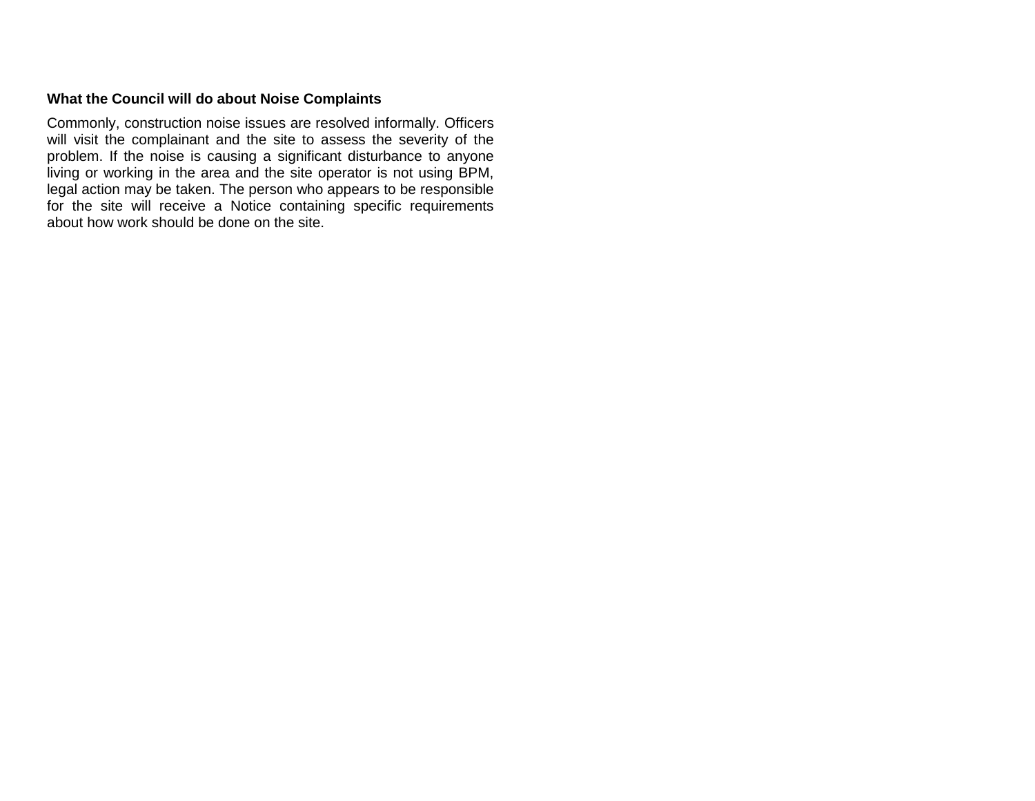### What the Council will do about Noise Complaints

Commonly, construction noise issues are resolved informally. Officers will visit the complainant and the site to assess the severity of the problem. If the noise is causing a significant disturbance to anyone living or working in the area and the site operator is not using BPM, legal action may be taken. The person who appears to be responsible for the site will receive a Notice containing specific requirements about how work should be done on the site.